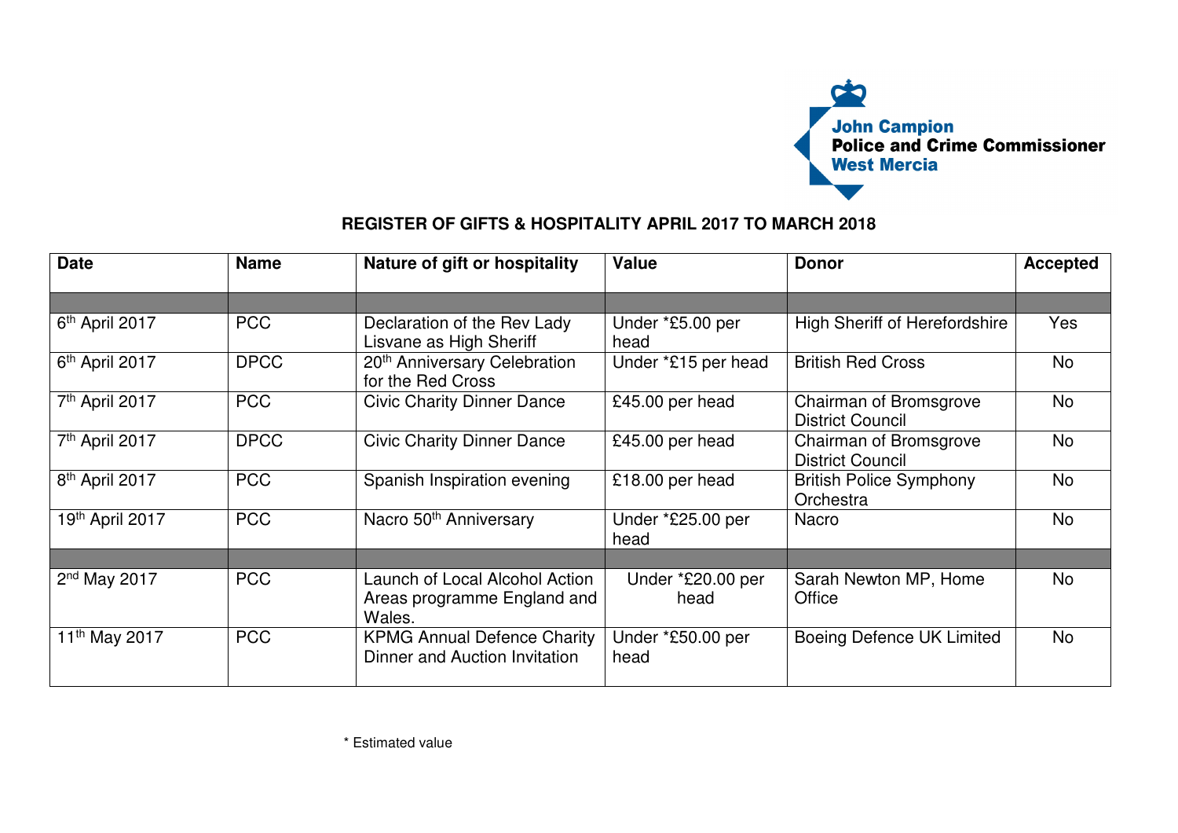John Campion
**Police and Crime Commissioner**
West Mercia

**REGISTER OF GIFTS & HOSPITALITY APRIL 2017 TO MARCH 2018**

| Date | Name | Nature of gift or hospitality | Value | Donor | Accepted |
|---|---|---|---|---|---|
| | | | | | |
| 6th April 2017 | PCC | Declaration of the Rev Lady Lisvane as High Sheriff | Under *£5.00 per head | High Sheriff of Herefordshire | Yes |
| 6th April 2017 | DPCC | 20th Anniversary Celebration for the Red Cross | Under *£15 per head | British Red Cross | No |
| 7th April 2017 | PCC | Civic Charity Dinner Dance | £45.00 per head | Chairman of Bromsgrove District Council | No |
| 7th April 2017 | DPCC | Civic Charity Dinner Dance | £45.00 per head | Chairman of Bromsgrove District Council | No |
| 8th April 2017 | PCC | Spanish Inspiration evening | £18.00 per head | British Police Symphony Orchestra | No |
| 19th April 2017 | PCC | Nacro 50th Anniversary | Under *£25.00 per head | Nacro | No |
| | | | | | |
| 2nd May 2017 | PCC | Launch of Local Alcohol Action Areas programme England and Wales. | Under *£20.00 per head | Sarah Newton MP, Home Office | No |
| 11th May 2017 | PCC | KPMG Annual Defence Charity Dinner and Auction Invitation | Under *£50.00 per head | Boeing Defence UK Limited | No |

* Estimated value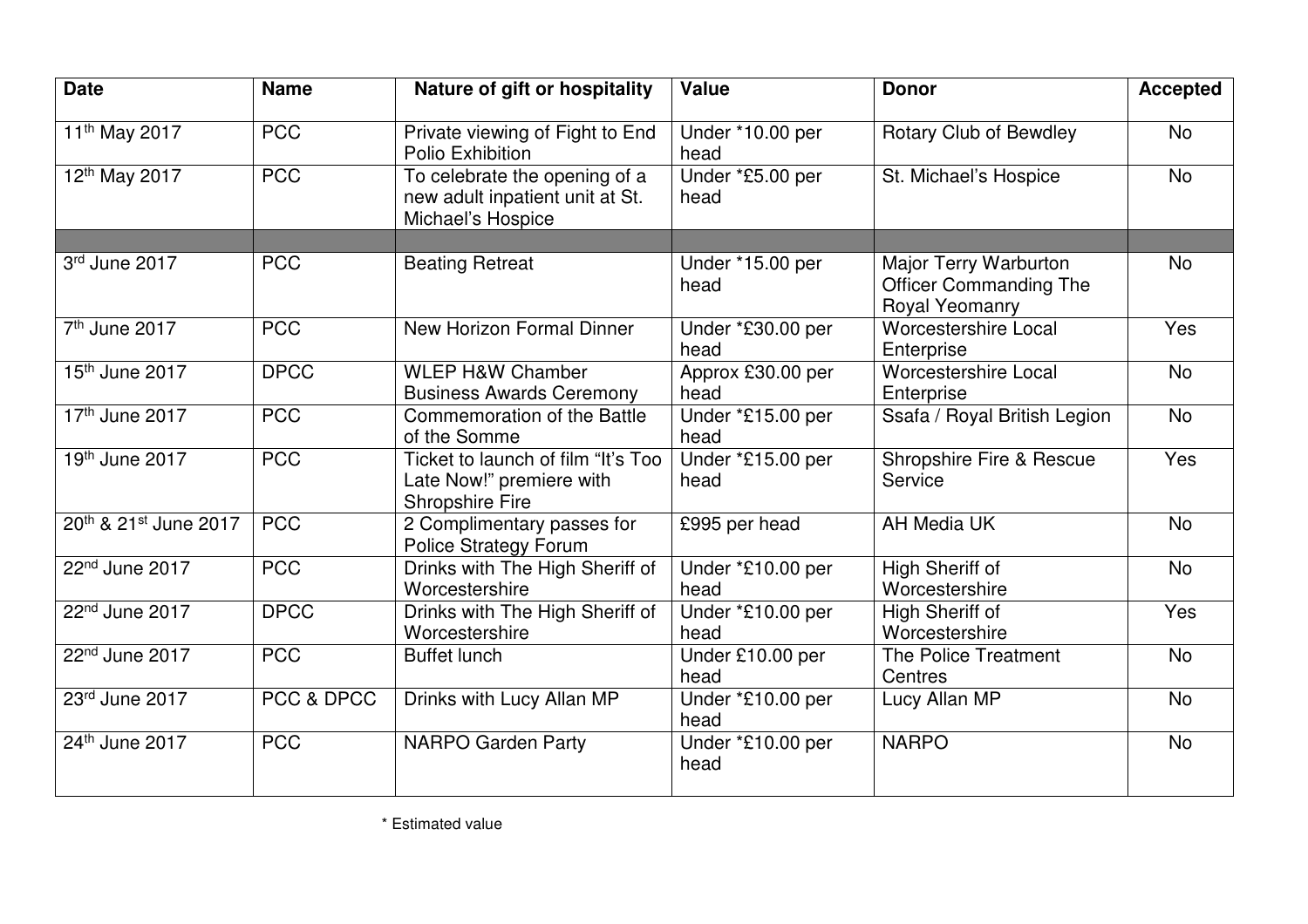| Date | Name | Nature of gift or hospitality | Value | Donor | Accepted |
|---|---|---|---|---|---|
| 11th May 2017 | PCC | Private viewing of Fight to End Polio Exhibition | Under *10.00 per head | Rotary Club of Bewdley | No |
| 12th May 2017 | PCC | To celebrate the opening of a new adult inpatient unit at St. Michael's Hospice | Under *£5.00 per head | St. Michael's Hospice | No |
| | | | | | |
| 3rd June 2017 | PCC | Beating Retreat | Under *15.00 per head | Major Terry Warburton Officer Commanding The Royal Yeomanry | No |
| 7th June 2017 | PCC | New Horizon Formal Dinner | Under *£30.00 per head | Worcestershire Local Enterprise | Yes |
| 15th June 2017 | DPCC | WLEP H&W Chamber Business Awards Ceremony | Approx £30.00 per head | Worcestershire Local Enterprise | No |
| 17th June 2017 | PCC | Commemoration of the Battle of the Somme | Under *£15.00 per head | Ssafa / Royal British Legion | No |
| 19th June 2017 | PCC | Ticket to launch of film "It's Too Late Now!" premiere with Shropshire Fire | Under *£15.00 per head | Shropshire Fire & Rescue Service | Yes |
| 20th & 21st June 2017 | PCC | 2 Complimentary passes for Police Strategy Forum | £995 per head | AH Media UK | No |
| 22nd June 2017 | PCC | Drinks with The High Sheriff of Worcestershire | Under *£10.00 per head | High Sheriff of Worcestershire | No |
| 22nd June 2017 | DPCC | Drinks with The High Sheriff of Worcestershire | Under *£10.00 per head | High Sheriff of Worcestershire | Yes |
| 22nd June 2017 | PCC | Buffet lunch | Under £10.00 per head | The Police Treatment Centres | No |
| 23rd June 2017 | PCC & DPCC | Drinks with Lucy Allan MP | Under *£10.00 per head | Lucy Allan MP | No |
| 24th June 2017 | PCC | NARPO Garden Party | Under *£10.00 per head | NARPO | No |

* Estimated value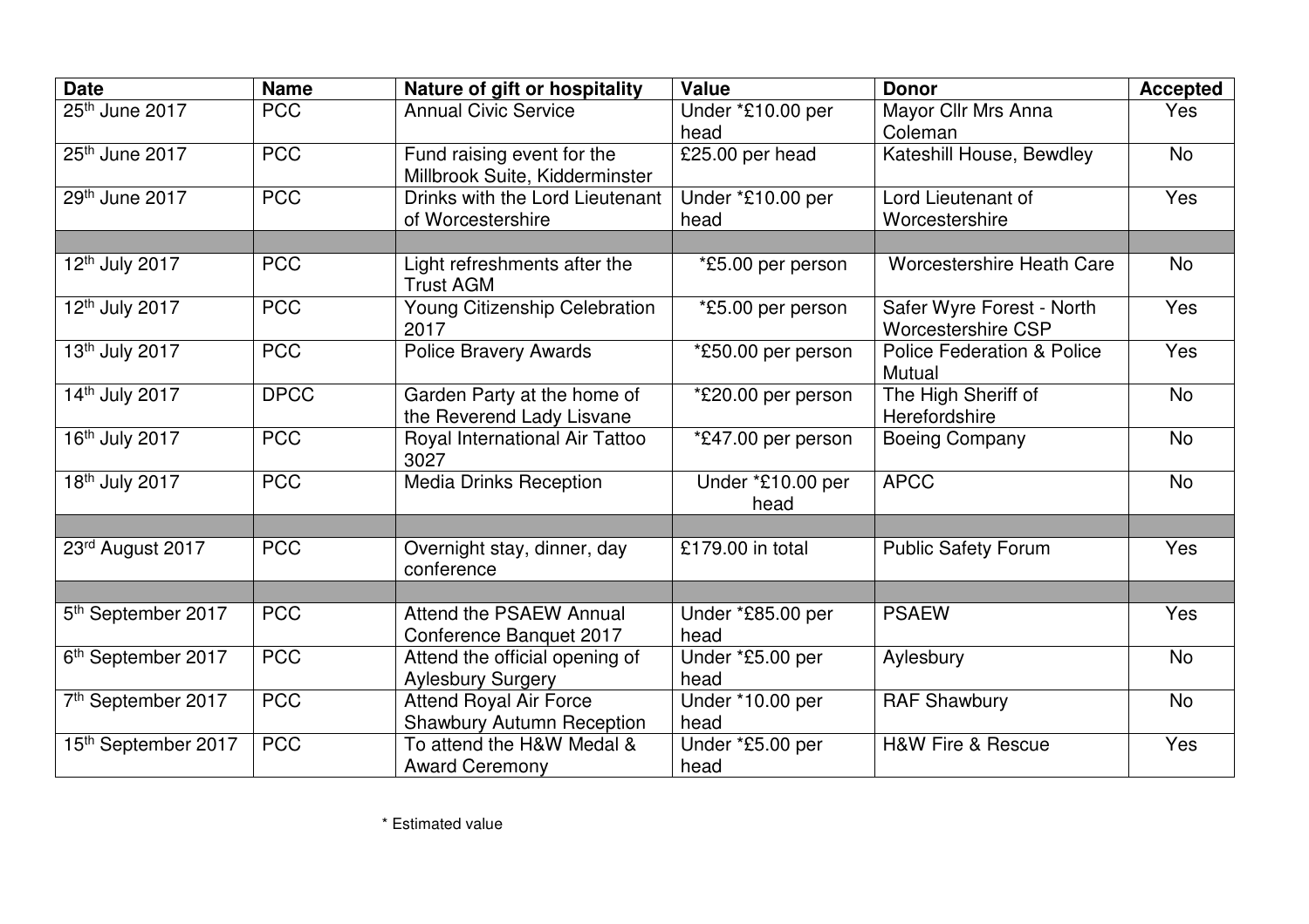| Date | Name | Nature of gift or hospitality | Value | Donor | Accepted |
|---|---|---|---|---|---|
| 25th June 2017 | PCC | Annual Civic Service | Under *£10.00 per head | Mayor Cllr Mrs Anna Coleman | Yes |
| 25th June 2017 | PCC | Fund raising event for the Millbrook Suite, Kidderminster | £25.00 per head | Kateshill House, Bewdley | No |
| 29th June 2017 | PCC | Drinks with the Lord Lieutenant of Worcestershire | Under *£10.00 per head | Lord Lieutenant of Worcestershire | Yes |
| | | | | | |
| 12th July 2017 | PCC | Light refreshments after the Trust AGM | *£5.00 per person | Worcestershire Heath Care | No |
| 12th July 2017 | PCC | Young Citizenship Celebration 2017 | *£5.00 per person | Safer Wyre Forest - North Worcestershire CSP | Yes |
| 13th July 2017 | PCC | Police Bravery Awards | *£50.00 per person | Police Federation & Police Mutual | Yes |
| 14th July 2017 | DPCC | Garden Party at the home of the Reverend Lady Lisvane | *£20.00 per person | The High Sheriff of Herefordshire | No |
| 16th July 2017 | PCC | Royal International Air Tattoo 3027 | *£47.00 per person | Boeing Company | No |
| 18th July 2017 | PCC | Media Drinks Reception | Under *£10.00 per head | APCC | No |
| | | | | | |
| 23rd August 2017 | PCC | Overnight stay, dinner, day conference | £179.00 in total | Public Safety Forum | Yes |
| | | | | | |
| 5th September 2017 | PCC | Attend the PSAEW Annual Conference Banquet 2017 | Under *£85.00 per head | PSAEW | Yes |
| 6th September 2017 | PCC | Attend the official opening of Aylesbury Surgery | Under *£5.00 per head | Aylesbury | No |
| 7th September 2017 | PCC | Attend Royal Air Force Shawbury Autumn Reception | Under *10.00 per head | RAF Shawbury | No |
| 15th September 2017 | PCC | To attend the H&W Medal & Award Ceremony | Under *£5.00 per head | H&W Fire & Rescue | Yes |

* Estimated value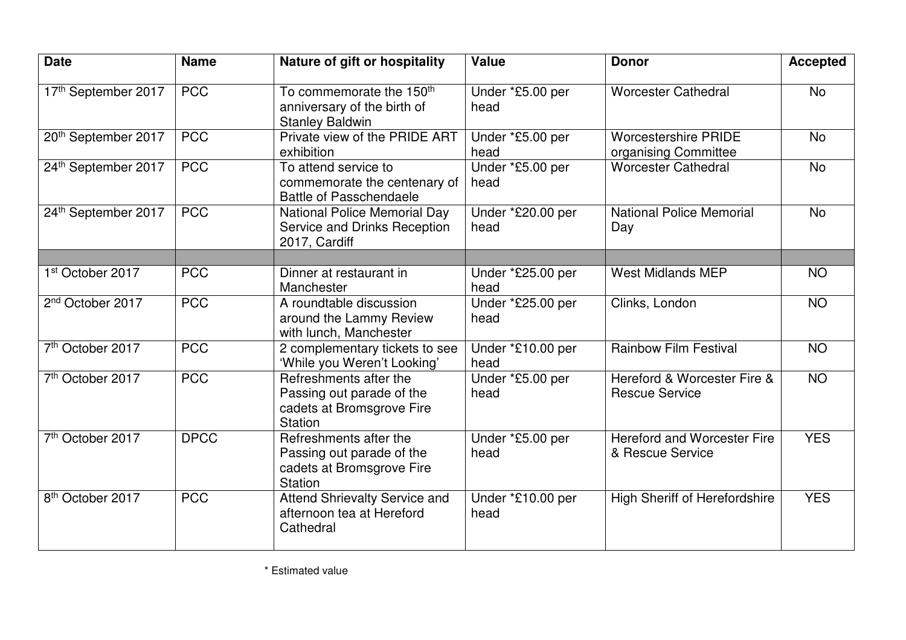| Date | Name | Nature of gift or hospitality | Value | Donor | Accepted |
|---|---|---|---|---|---|
| 17th September 2017 | PCC | To commemorate the 150th anniversary of the birth of Stanley Baldwin | Under *£5.00 per head | Worcester Cathedral | No |
| 20th September 2017 | PCC | Private view of the PRIDE ART exhibition | Under *£5.00 per head | Worcestershire PRIDE organising Committee | No |
| 24th September 2017 | PCC | To attend service to commemorate the centenary of Battle of Passchendaele | Under *£5.00 per head | Worcester Cathedral | No |
| 24th September 2017 | PCC | National Police Memorial Day Service and Drinks Reception 2017, Cardiff | Under *£20.00 per head | National Police Memorial Day | No |
| | | | | | |
| 1st October 2017 | PCC | Dinner at restaurant in Manchester | Under *£25.00 per head | West Midlands MEP | NO |
| 2nd October 2017 | PCC | A roundtable discussion around the Lammy Review with lunch, Manchester | Under *£25.00 per head | Clinks, London | NO |
| 7th October 2017 | PCC | 2 complementary tickets to see 'While you Weren't Looking' | Under *£10.00 per head | Rainbow Film Festival | NO |
| 7th October 2017 | PCC | Refreshments after the Passing out parade of the cadets at Bromsgrove Fire Station | Under *£5.00 per head | Hereford & Worcester Fire & Rescue Service | NO |
| 7th October 2017 | DPCC | Refreshments after the Passing out parade of the cadets at Bromsgrove Fire Station | Under *£5.00 per head | Hereford and Worcester Fire & Rescue Service | YES |
| 8th October 2017 | PCC | Attend Shrievalty Service and afternoon tea at Hereford Cathedral | Under *£10.00 per head | High Sheriff of Herefordshire | YES |

* Estimated value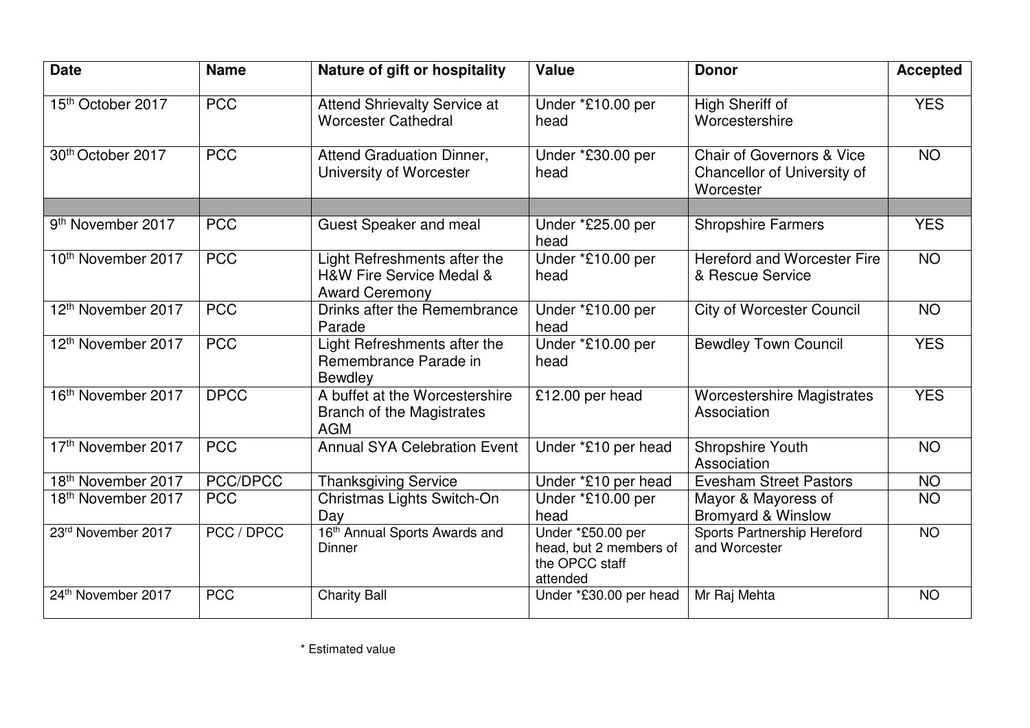| Date | Name | Nature of gift or hospitality | Value | Donor | Accepted |
|---|---|---|---|---|---|
| 15th October 2017 | PCC | Attend Shrievalty Service at Worcester Cathedral | Under *£10.00 per head | High Sheriff of Worcestershire | YES |
| 30th October 2017 | PCC | Attend Graduation Dinner, University of Worcester | Under *£30.00 per head | Chair of Governors & Vice Chancellor of University of Worcester | NO |
| | | | | | |
| 9th November 2017 | PCC | Guest Speaker and meal | Under *£25.00 per head | Shropshire Farmers | YES |
| 10th November 2017 | PCC | Light Refreshments after the H&W Fire Service Medal & Award Ceremony | Under *£10.00 per head | Hereford and Worcester Fire & Rescue Service | NO |
| 12th November 2017 | PCC | Drinks after the Remembrance Parade | Under *£10.00 per head | City of Worcester Council | NO |
| 12th November 2017 | PCC | Light Refreshments after the Remembrance Parade in Bewdley | Under *£10.00 per head | Bewdley Town Council | YES |
| 16th November 2017 | DPCC | A buffet at the Worcestershire Branch of the Magistrates AGM | £12.00 per head | Worcestershire Magistrates Association | YES |
| 17th November 2017 | PCC | Annual SYA Celebration Event | Under *£10 per head | Shropshire Youth Association | NO |
| 18th November 2017 | PCC/DPCC | Thanksgiving Service | Under *£10 per head | Evesham Street Pastors | NO |
| 18th November 2017 | PCC | Christmas Lights Switch-On Day | Under *£10.00 per head | Mayor & Mayoress of Bromyard & Winslow | NO |
| 23rd November 2017 | PCC / DPCC | 16th Annual Sports Awards and Dinner | Under *£50.00 per head, but 2 members of the OPCC staff attended | Sports Partnership Hereford and Worcester | NO |
| 24th November 2017 | PCC | Charity Ball | Under *£30.00 per head | Mr Raj Mehta | NO |

* Estimated value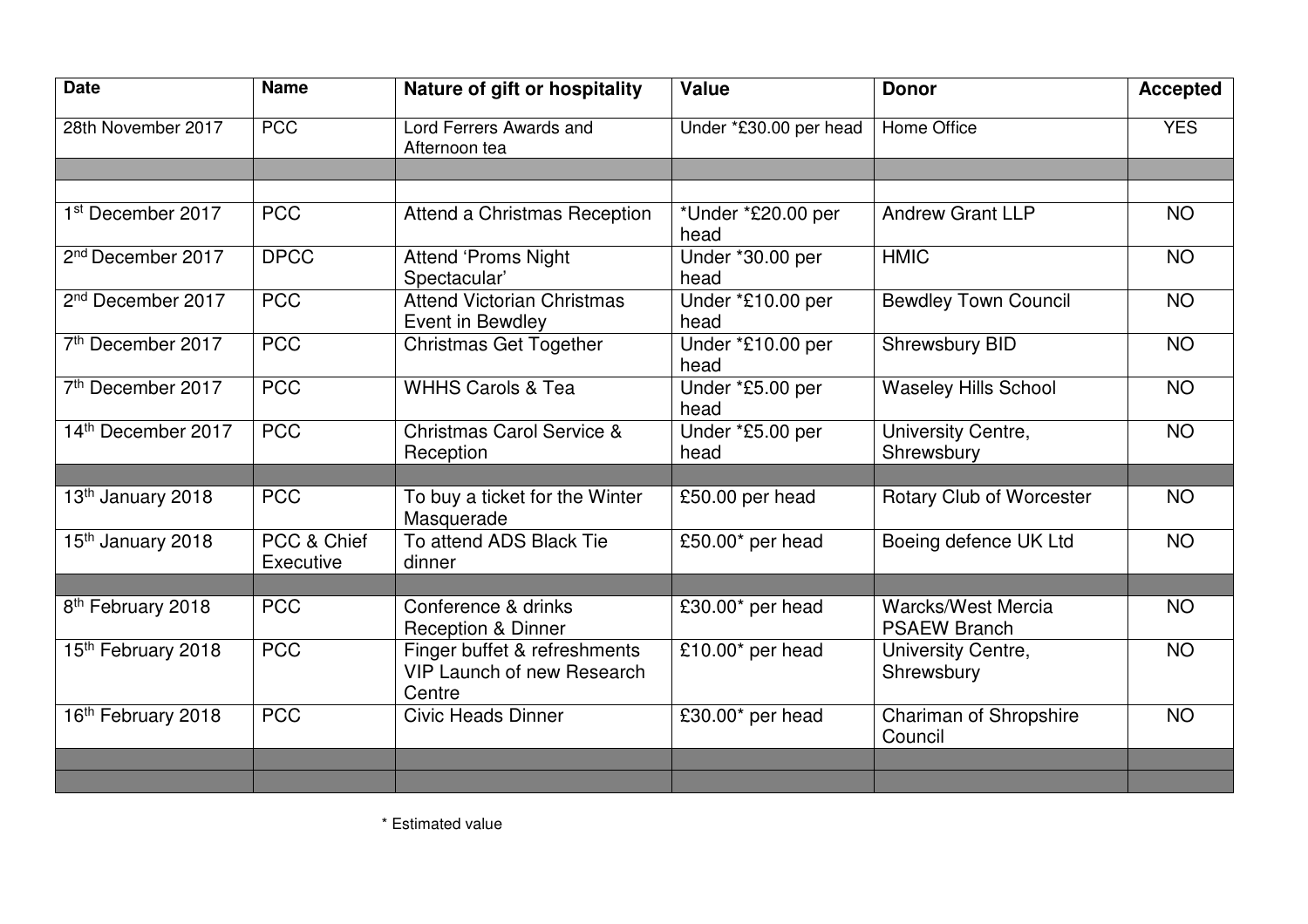| Date | Name | Nature of gift or hospitality | Value | Donor | Accepted |
|---|---|---|---|---|---|
| 28th November 2017 | PCC | Lord Ferrers Awards and Afternoon tea | Under *£30.00 per head | Home Office | YES |
| | | | | | |
| | | | | | |
| 1st December 2017 | PCC | Attend a Christmas Reception | *Under *£20.00 per head | Andrew Grant LLP | NO |
| 2nd December 2017 | DPCC | Attend 'Proms Night Spectacular' | Under *30.00 per head | HMIC | NO |
| 2nd December 2017 | PCC | Attend Victorian Christmas Event in Bewdley | Under *£10.00 per head | Bewdley Town Council | NO |
| 7th December 2017 | PCC | Christmas Get Together | Under *£10.00 per head | Shrewsbury BID | NO |
| 7th December 2017 | PCC | WHHS Carols & Tea | Under *£5.00 per head | Waseley Hills School | NO |
| 14th December 2017 | PCC | Christmas Carol Service & Reception | Under *£5.00 per head | University Centre, Shrewsbury | NO |
| | | | | | |
| 13th January 2018 | PCC | To buy a ticket for the Winter Masquerade | £50.00 per head | Rotary Club of Worcester | NO |
| 15th January 2018 | PCC & Chief Executive | To attend ADS Black Tie dinner | £50.00* per head | Boeing defence UK Ltd | NO |
| | | | | | |
| 8th February 2018 | PCC | Conference & drinks Reception & Dinner | £30.00* per head | Warcks/West Mercia PSAEW Branch | NO |
| 15th February 2018 | PCC | Finger buffet & refreshments VIP Launch of new Research Centre | £10.00* per head | University Centre, Shrewsbury | NO |
| 16th February 2018 | PCC | Civic Heads Dinner | £30.00* per head | Chariman of Shropshire Council | NO |
| | | | | | |
| | | | | | |

* Estimated value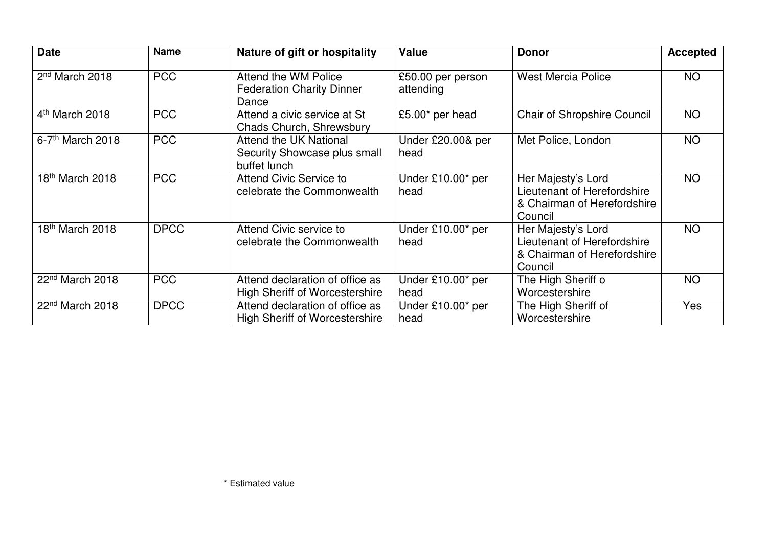| Date | Name | Nature of gift or hospitality | Value | Donor | Accepted |
|---|---|---|---|---|---|
| 2nd March 2018 | PCC | Attend the WM Police Federation Charity Dinner Dance | £50.00 per person attending | West Mercia Police | NO |
| 4th March 2018 | PCC | Attend a civic service at St Chads Church, Shrewsbury | £5.00* per head | Chair of Shropshire Council | NO |
| 6-7th March 2018 | PCC | Attend the UK National Security Showcase plus small buffet lunch | Under £20.00& per head | Met Police, London | NO |
| 18th March 2018 | PCC | Attend Civic Service to celebrate the Commonwealth | Under £10.00* per head | Her Majesty's Lord Lieutenant of Herefordshire & Chairman of Herefordshire Council | NO |
| 18th March 2018 | DPCC | Attend Civic service to celebrate the Commonwealth | Under £10.00* per head | Her Majesty's Lord Lieutenant of Herefordshire & Chairman of Herefordshire Council | NO |
| 22nd March 2018 | PCC | Attend declaration of office as High Sheriff of Worcestershire | Under £10.00* per head | The High Sheriff o Worcestershire | NO |
| 22nd March 2018 | DPCC | Attend declaration of office as High Sheriff of Worcestershire | Under £10.00* per head | The High Sheriff of Worcestershire | Yes |

* Estimated value